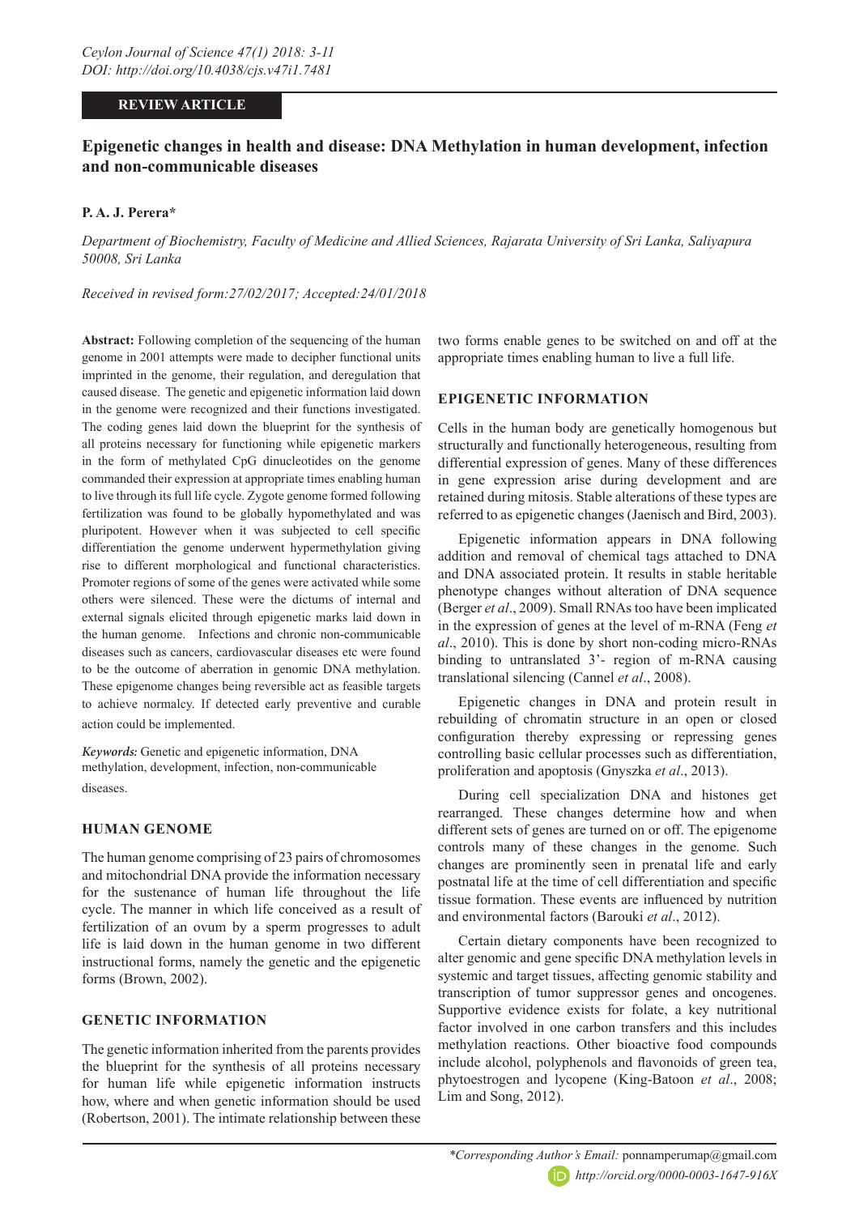**REVIEW ARTICLE**

# Epigenetic changes in health and disease: DNA Methylation in human development, infection and non-communicable diseases

**P. A. J. Perera***

*Department of Biochemistry, Faculty of Medicine and Allied Sciences, Rajarata University of Sri Lanka, Saliyapura 50008, Sri Lanka*

*Received in revised form:27/02/2017; Accepted:24/01/2018*

**Abstract:** Following completion of the sequencing of the human genome in 2001 attempts were made to decipher functional units imprinted in the genome, their regulation, and deregulation that caused disease. The genetic and epigenetic information laid down in the genome were recognized and their functions investigated. The coding genes laid down the blueprint for the synthesis of all proteins necessary for functioning while epigenetic markers in the form of methylated CpG dinucleotides on the genome commanded their expression at appropriate times enabling human to live through its full life cycle. Zygote genome formed following fertilization was found to be globally hypomethylated and was pluripotent. However when it was subjected to cell specific differentiation the genome underwent hypermethylation giving rise to different morphological and functional characteristics. Promoter regions of some of the genes were activated while some others were silenced. These were the dictums of internal and external signals elicited through epigenetic marks laid down in the human genome. Infections and chronic non-communicable diseases such as cancers, cardiovascular diseases etc were found to be the outcome of aberration in genomic DNA methylation. These epigenome changes being reversible act as feasible targets to achieve normalcy. If detected early preventive and curable action could be implemented.

***Keywords:*** Genetic and epigenetic information, DNA methylation, development, infection, non-communicable diseases.

## HUMAN GENOME

The human genome comprising of 23 pairs of chromosomes and mitochondrial DNA provide the information necessary for the sustenance of human life throughout the life cycle. The manner in which life conceived as a result of fertilization of an ovum by a sperm progresses to adult life is laid down in the human genome in two different instructional forms, namely the genetic and the epigenetic forms (Brown, 2002).

## GENETIC INFORMATION

The genetic information inherited from the parents provides the blueprint for the synthesis of all proteins necessary for human life while epigenetic information instructs how, where and when genetic information should be used (Robertson, 2001). The intimate relationship between these two forms enable genes to be switched on and off at the appropriate times enabling human to live a full life.

## EPIGENETIC INFORMATION

Cells in the human body are genetically homogenous but structurally and functionally heterogeneous, resulting from differential expression of genes. Many of these differences in gene expression arise during development and are retained during mitosis. Stable alterations of these types are referred to as epigenetic changes (Jaenisch and Bird, 2003).

Epigenetic information appears in DNA following addition and removal of chemical tags attached to DNA and DNA associated protein. It results in stable heritable phenotype changes without alteration of DNA sequence (Berger *et al*., 2009). Small RNAs too have been implicated in the expression of genes at the level of m-RNA (Feng *et al*., 2010). This is done by short non-coding micro-RNAs binding to untranslated 3'- region of m-RNA causing translational silencing (Cannel *et al*., 2008).

Epigenetic changes in DNA and protein result in rebuilding of chromatin structure in an open or closed configuration thereby expressing or repressing genes controlling basic cellular processes such as differentiation, proliferation and apoptosis (Gnyszka *et al*., 2013).

During cell specialization DNA and histones get rearranged. These changes determine how and when different sets of genes are turned on or off. The epigenome controls many of these changes in the genome. Such changes are prominently seen in prenatal life and early postnatal life at the time of cell differentiation and specific tissue formation. These events are influenced by nutrition and environmental factors (Barouki *et al*., 2012).

Certain dietary components have been recognized to alter genomic and gene specific DNA methylation levels in systemic and target tissues, affecting genomic stability and transcription of tumor suppressor genes and oncogenes. Supportive evidence exists for folate, a key nutritional factor involved in one carbon transfers and this includes methylation reactions. Other bioactive food compounds include alcohol, polyphenols and flavonoids of green tea, phytoestrogen and lycopene (King-Batoon *et al*., 2008; Lim and Song, 2012).

**Corresponding Author's Email:* ponnamperumap@gmail.com
*http://orcid.org/0000-0003-1647-916X*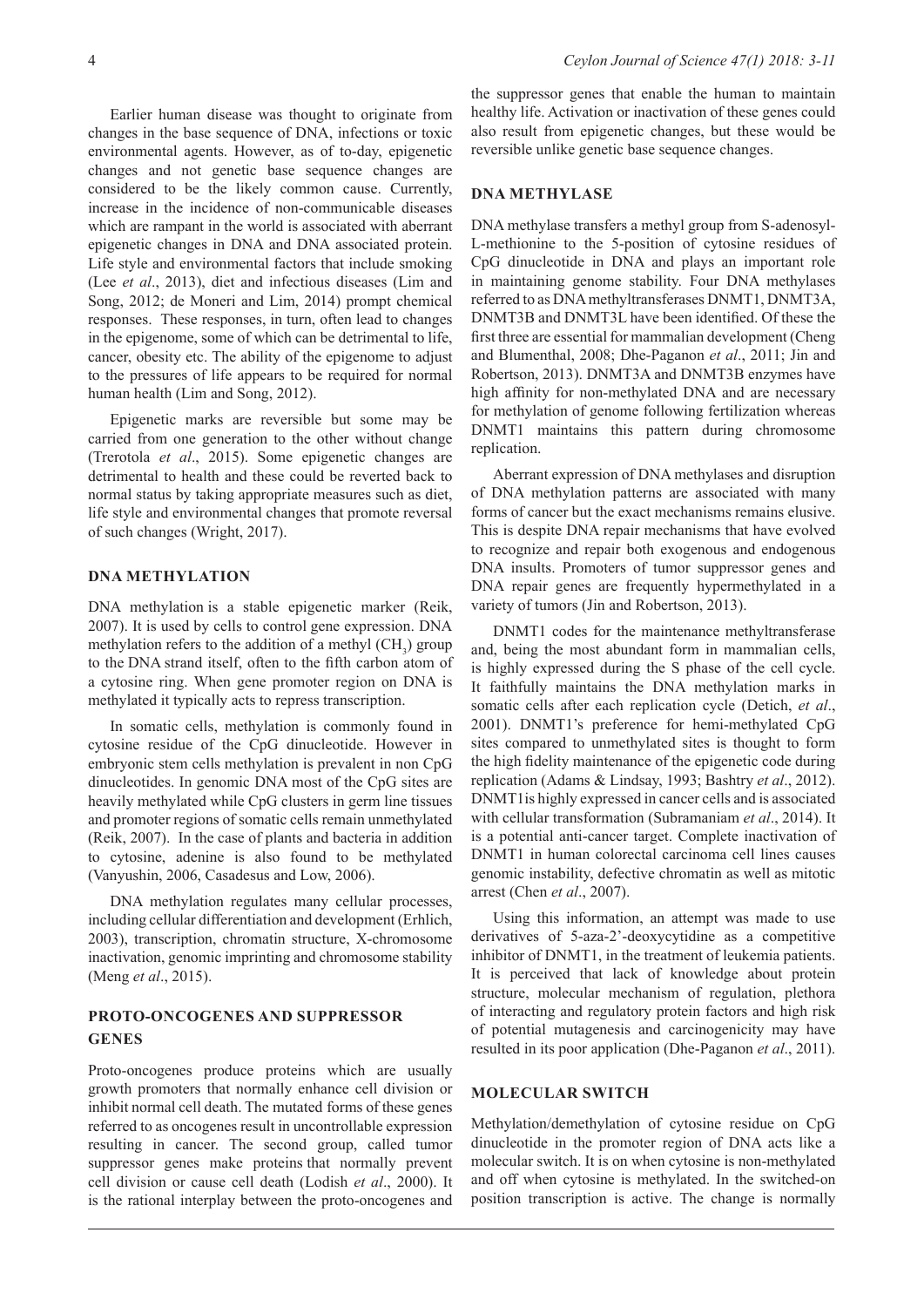Earlier human disease was thought to originate from changes in the base sequence of DNA, infections or toxic environmental agents. However, as of to-day, epigenetic changes and not genetic base sequence changes are considered to be the likely common cause. Currently, increase in the incidence of non-communicable diseases which are rampant in the world is associated with aberrant epigenetic changes in DNA and DNA associated protein. Life style and environmental factors that include smoking (Lee *et al*., 2013), diet and infectious diseases (Lim and Song, 2012; de Moneri and Lim, 2014) prompt chemical responses. These responses, in turn, often lead to changes in the epigenome, some of which can be detrimental to life, cancer, obesity etc. The ability of the epigenome to adjust to the pressures of life appears to be required for normal human health (Lim and Song, 2012).

Epigenetic marks are reversible but some may be carried from one generation to the other without change (Trerotola *et al*., 2015). Some epigenetic changes are detrimental to health and these could be reverted back to normal status by taking appropriate measures such as diet, life style and environmental changes that promote reversal of such changes (Wright, 2017).

## DNA METHYLATION

DNA methylation is a stable epigenetic marker (Reik, 2007). It is used by cells to control gene expression. DNA methylation refers to the addition of a methyl ($CH_3$) group to the DNA strand itself, often to the fifth carbon atom of a cytosine ring. When gene promoter region on DNA is methylated it typically acts to repress transcription.

In somatic cells, methylation is commonly found in cytosine residue of the CpG dinucleotide. However in embryonic stem cells methylation is prevalent in non CpG dinucleotides. In genomic DNA most of the CpG sites are heavily methylated while CpG clusters in germ line tissues and promoter regions of somatic cells remain unmethylated (Reik, 2007). In the case of plants and bacteria in addition to cytosine, adenine is also found to be methylated (Vanyushin, 2006, Casadesus and Low, 2006).

DNA methylation regulates many cellular processes, including cellular differentiation and development (Erhlich, 2003), transcription, chromatin structure, X-chromosome inactivation, genomic imprinting and chromosome stability (Meng *et al*., 2015).

## PROTO-ONCOGENES AND SUPPRESSOR GENES

Proto-oncogenes produce proteins which are usually growth promoters that normally enhance cell division or inhibit normal cell death. The mutated forms of these genes referred to as oncogenes result in uncontrollable expression resulting in cancer. The second group, called tumor suppressor genes make proteins that normally prevent cell division or cause cell death (Lodish *et al*., 2000). It is the rational interplay between the proto-oncogenes and the suppressor genes that enable the human to maintain healthy life. Activation or inactivation of these genes could also result from epigenetic changes, but these would be reversible unlike genetic base sequence changes.

## DNA METHYLASE

DNA methylase transfers a methyl group from S-adenosyl-L-methionine to the 5-position of cytosine residues of CpG dinucleotide in DNA and plays an important role in maintaining genome stability. Four DNA methylases referred to as DNA methyltransferases DNMT1, DNMT3A, DNMT3B and DNMT3L have been identified. Of these the first three are essential for mammalian development (Cheng and Blumenthal, 2008; Dhe-Paganon *et al*., 2011; Jin and Robertson, 2013). DNMT3A and DNMT3B enzymes have high affinity for non-methylated DNA and are necessary for methylation of genome following fertilization whereas DNMT1 maintains this pattern during chromosome replication.

Aberrant expression of DNA methylases and disruption of DNA methylation patterns are associated with many forms of cancer but the exact mechanisms remains elusive. This is despite DNA repair mechanisms that have evolved to recognize and repair both exogenous and endogenous DNA insults. Promoters of tumor suppressor genes and DNA repair genes are frequently hypermethylated in a variety of tumors (Jin and Robertson, 2013).

DNMT1 codes for the maintenance methyltransferase and, being the most abundant form in mammalian cells, is highly expressed during the S phase of the cell cycle. It faithfully maintains the DNA methylation marks in somatic cells after each replication cycle (Detich, *et al*., 2001). DNMT1's preference for hemi-methylated CpG sites compared to unmethylated sites is thought to form the high fidelity maintenance of the epigenetic code during replication (Adams & Lindsay, 1993; Bashtry *et al*., 2012). DNMT1is highly expressed in cancer cells and is associated with cellular transformation (Subramaniam *et al*., 2014). It is a potential anti-cancer target. Complete inactivation of DNMT1 in human colorectal carcinoma cell lines causes genomic instability, defective chromatin as well as mitotic arrest (Chen *et al*., 2007).

Using this information, an attempt was made to use derivatives of 5-aza-2'-deoxycytidine as a competitive inhibitor of DNMT1, in the treatment of leukemia patients. It is perceived that lack of knowledge about protein structure, molecular mechanism of regulation, plethora of interacting and regulatory protein factors and high risk of potential mutagenesis and carcinogenicity may have resulted in its poor application (Dhe-Paganon *et al*., 2011).

## MOLECULAR SWITCH

Methylation/demethylation of cytosine residue on CpG dinucleotide in the promoter region of DNA acts like a molecular switch. It is on when cytosine is non-methylated and off when cytosine is methylated. In the switched-on position transcription is active. The change is normally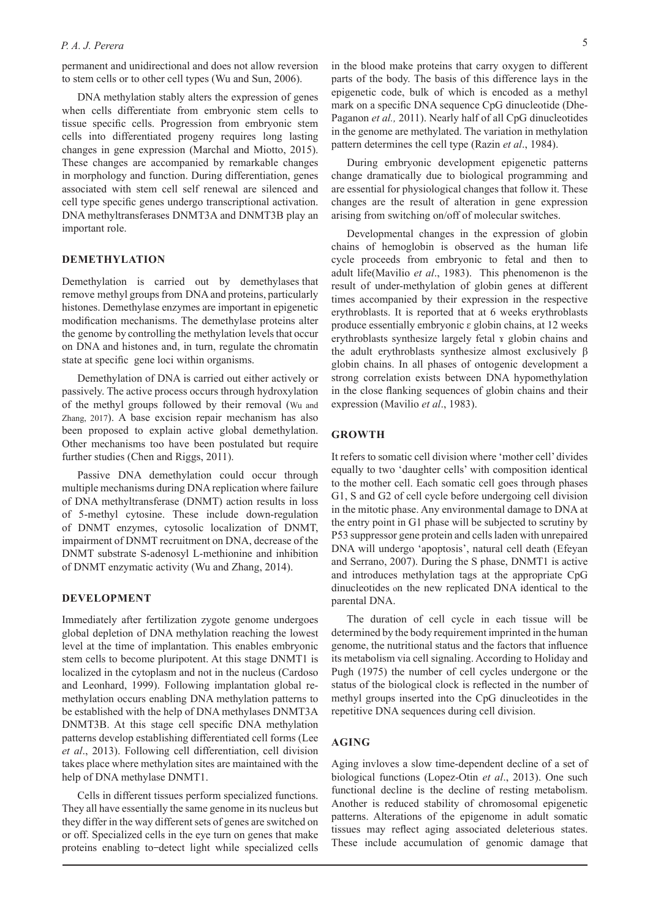permanent and unidirectional and does not allow reversion to stem cells or to other cell types (Wu and Sun, 2006).

DNA methylation stably alters the expression of genes when cells differentiate from embryonic stem cells to tissue specific cells. Progression from embryonic stem cells into differentiated progeny requires long lasting changes in gene expression (Marchal and Miotto, 2015). These changes are accompanied by remarkable changes in morphology and function. During differentiation, genes associated with stem cell self renewal are silenced and cell type specific genes undergo transcriptional activation. DNA methyltransferases DNMT3A and DNMT3B play an important role.

## DEMETHYLATION

Demethylation is carried out by demethylases that remove methyl groups from DNA and proteins, particularly histones. Demethylase enzymes are important in epigenetic modification mechanisms. The demethylase proteins alter the genome by controlling the methylation levels that occur on DNA and histones and, in turn, regulate the chromatin state at specific gene loci within organisms.

Demethylation of DNA is carried out either actively or passively. The active process occurs through hydroxylation of the methyl groups followed by their removal (Wu and Zhang, 2017). A base excision repair mechanism has also been proposed to explain active global demethylation. Other mechanisms too have been postulated but require further studies (Chen and Riggs, 2011).

Passive DNA demethylation could occur through multiple mechanisms during DNA replication where failure of DNA methyltransferase (DNMT) action results in loss of 5-methyl cytosine. These include down-regulation of DNMT enzymes, cytosolic localization of DNMT, impairment of DNMT recruitment on DNA, decrease of the DNMT substrate S-adenosyl L-methionine and inhibition of DNMT enzymatic activity (Wu and Zhang, 2014).

## DEVELOPMENT

Immediately after fertilization zygote genome undergoes global depletion of DNA methylation reaching the lowest level at the time of implantation. This enables embryonic stem cells to become pluripotent. At this stage DNMT1 is localized in the cytoplasm and not in the nucleus (Cardoso and Leonhard, 1999). Following implantation global re-methylation occurs enabling DNA methylation patterns to be established with the help of DNA methylases DNMT3A DNMT3B. At this stage cell specific DNA methylation patterns develop establishing differentiated cell forms (Lee *et al*., 2013). Following cell differentiation, cell division takes place where methylation sites are maintained with the help of DNA methylase DNMT1.

Cells in different tissues perform specialized functions. They all have essentially the same genome in its nucleus but they differ in the way different sets of genes are switched on or off. Specialized cells in the eye turn on genes that make proteins enabling to detect light while specialized cells in the blood make proteins that carry oxygen to different parts of the body. The basis of this difference lays in the epigenetic code, bulk of which is encoded as a methyl mark on a specific DNA sequence CpG dinucleotide (Dhe-Paganon *et al.,* 2011). Nearly half of all CpG dinucleotides in the genome are methylated. The variation in methylation pattern determines the cell type (Razin *et al*., 1984).

During embryonic development epigenetic patterns change dramatically due to biological programming and are essential for physiological changes that follow it. These changes are the result of alteration in gene expression arising from switching on/off of molecular switches.

Developmental changes in the expression of globin chains of hemoglobin is observed as the human life cycle proceeds from embryonic to fetal and then to adult life(Mavilio *et al*., 1983). This phenomenon is the result of under-methylation of globin genes at different times accompanied by their expression in the respective erythroblasts. It is reported that at 6 weeks erythroblasts produce essentially embryonic ε globin chains, at 12 weeks erythroblasts synthesize largely fetal ɤ globin chains and the adult erythroblasts synthesize almost exclusively β globin chains. In all phases of ontogenic development a strong correlation exists between DNA hypomethylation in the close flanking sequences of globin chains and their expression (Mavilio *et al*., 1983).

## GROWTH

It refers to somatic cell division where 'mother cell' divides equally to two 'daughter cells' with composition identical to the mother cell. Each somatic cell goes through phases G1, S and G2 of cell cycle before undergoing cell division in the mitotic phase. Any environmental damage to DNA at the entry point in G1 phase will be subjected to scrutiny by P53 suppressor gene protein and cells laden with unrepaired DNA will undergo 'apoptosis', natural cell death (Efeyan and Serrano, 2007). During the S phase, DNMT1 is active and introduces methylation tags at the appropriate CpG dinucleotides on the new replicated DNA identical to the parental DNA.

The duration of cell cycle in each tissue will be determined by the body requirement imprinted in the human genome, the nutritional status and the factors that influence its metabolism via cell signaling. According to Holiday and Pugh (1975) the number of cell cycles undergone or the status of the biological clock is reflected in the number of methyl groups inserted into the CpG dinucleotides in the repetitive DNA sequences during cell division.

## AGING

Aging invloves a slow time-dependent decline of a set of biological functions (Lopez-Otin *et al*., 2013). One such functional decline is the decline of resting metabolism. Another is reduced stability of chromosomal epigenetic patterns. Alterations of the epigenome in adult somatic tissues may reflect aging associated deleterious states. These include accumulation of genomic damage that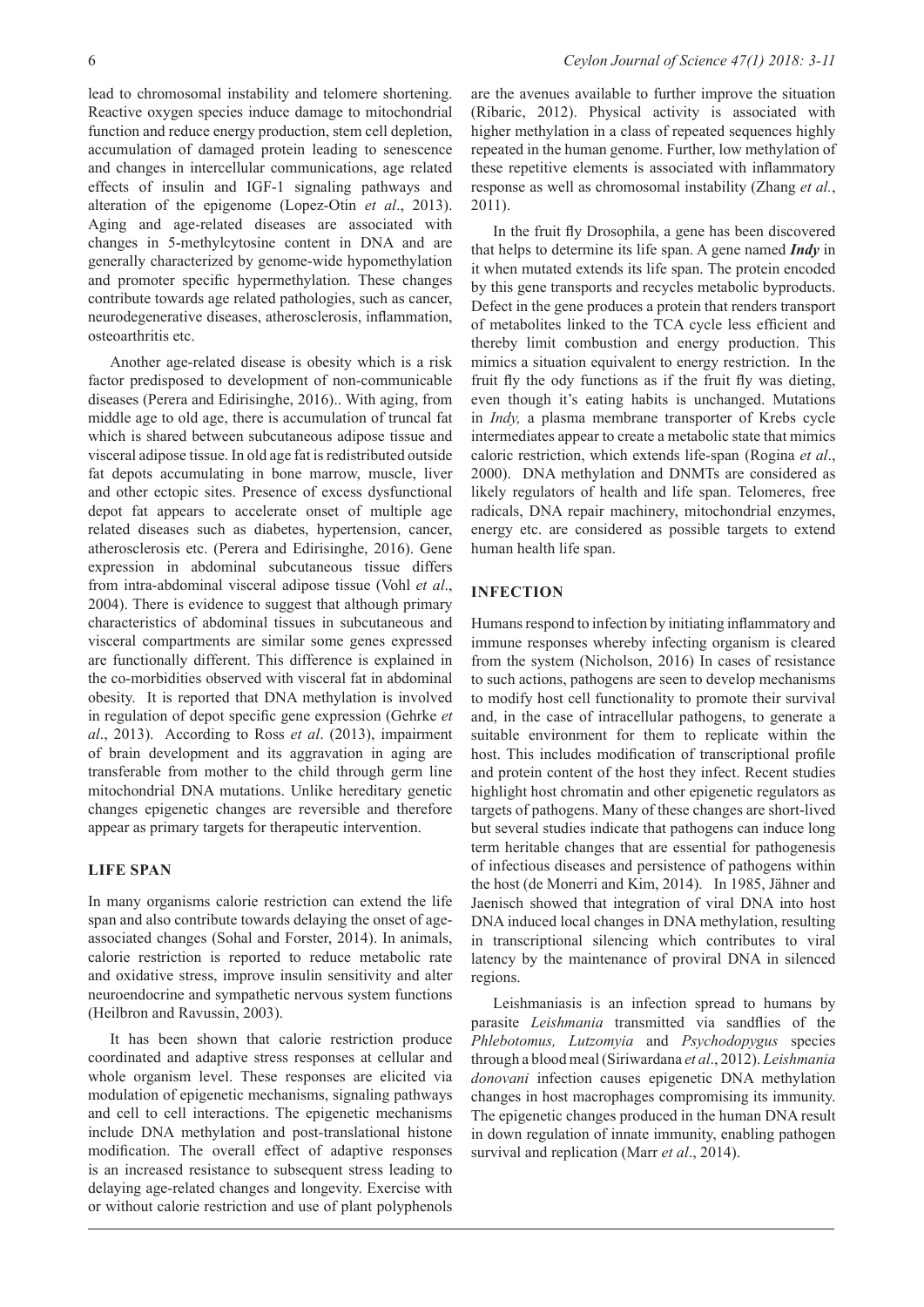lead to chromosomal instability and telomere shortening. Reactive oxygen species induce damage to mitochondrial function and reduce energy production, stem cell depletion, accumulation of damaged protein leading to senescence and changes in intercellular communications, age related effects of insulin and IGF-1 signaling pathways and alteration of the epigenome (Lopez-Otin *et al*., 2013). Aging and age-related diseases are associated with changes in 5-methylcytosine content in DNA and are generally characterized by genome-wide hypomethylation and promoter specific hypermethylation. These changes contribute towards age related pathologies, such as cancer, neurodegenerative diseases, atherosclerosis, inflammation, osteoarthritis etc.

Another age-related disease is obesity which is a risk factor predisposed to development of non-communicable diseases (Perera and Edirisinghe, 2016).. With aging, from middle age to old age, there is accumulation of truncal fat which is shared between subcutaneous adipose tissue and visceral adipose tissue. In old age fat is redistributed outside fat depots accumulating in bone marrow, muscle, liver and other ectopic sites. Presence of excess dysfunctional depot fat appears to accelerate onset of multiple age related diseases such as diabetes, hypertension, cancer, atherosclerosis etc. (Perera and Edirisinghe, 2016). Gene expression in abdominal subcutaneous tissue differs from intra-abdominal visceral adipose tissue (Vohl *et al*., 2004). There is evidence to suggest that although primary characteristics of abdominal tissues in subcutaneous and visceral compartments are similar some genes expressed are functionally different. This difference is explained in the co-morbidities observed with visceral fat in abdominal obesity. It is reported that DNA methylation is involved in regulation of depot specific gene expression (Gehrke *et al*., 2013). According to Ross *et al*. (2013), impairment of brain development and its aggravation in aging are transferable from mother to the child through germ line mitochondrial DNA mutations. Unlike hereditary genetic changes epigenetic changes are reversible and therefore appear as primary targets for therapeutic intervention.

## LIFE SPAN

In many organisms calorie restriction can extend the life span and also contribute towards delaying the onset of age-associated changes (Sohal and Forster, 2014). In animals, calorie restriction is reported to reduce metabolic rate and oxidative stress, improve insulin sensitivity and alter neuroendocrine and sympathetic nervous system functions (Heilbron and Ravussin, 2003).

It has been shown that calorie restriction produce coordinated and adaptive stress responses at cellular and whole organism level. These responses are elicited via modulation of epigenetic mechanisms, signaling pathways and cell to cell interactions. The epigenetic mechanisms include DNA methylation and post-translational histone modification. The overall effect of adaptive responses is an increased resistance to subsequent stress leading to delaying age-related changes and longevity. Exercise with or without calorie restriction and use of plant polyphenols are the avenues available to further improve the situation (Ribaric, 2012). Physical activity is associated with higher methylation in a class of repeated sequences highly repeated in the human genome. Further, low methylation of these repetitive elements is associated with inflammatory response as well as chromosomal instability (Zhang *et al.*, 2011).

In the fruit fly Drosophila, a gene has been discovered that helps to determine its life span. A gene named ***Indy*** in it when mutated extends its life span. The protein encoded by this gene transports and recycles metabolic byproducts. Defect in the gene produces a protein that renders transport of metabolites linked to the TCA cycle less efficient and thereby limit combustion and energy production. This mimics a situation equivalent to energy restriction. In the fruit fly the ody functions as if the fruit fly was dieting, even though it's eating habits is unchanged. Mutations in *Indy,* a plasma membrane transporter of Krebs cycle intermediates appear to create a metabolic state that mimics caloric restriction, which extends life-span (Rogina *et al*., 2000). DNA methylation and DNMTs are considered as likely regulators of health and life span. Telomeres, free radicals, DNA repair machinery, mitochondrial enzymes, energy etc. are considered as possible targets to extend human health life span.

## INFECTION

Humans respond to infection by initiating inflammatory and immune responses whereby infecting organism is cleared from the system (Nicholson, 2016) In cases of resistance to such actions, pathogens are seen to develop mechanisms to modify host cell functionality to promote their survival and, in the case of intracellular pathogens, to generate a suitable environment for them to replicate within the host. This includes modification of transcriptional profile and protein content of the host they infect. Recent studies highlight host chromatin and other epigenetic regulators as targets of pathogens. Many of these changes are short-lived but several studies indicate that pathogens can induce long term heritable changes that are essential for pathogenesis of infectious diseases and persistence of pathogens within the host (de Monerri and Kim, 2014). In 1985, Jähner and Jaenisch showed that integration of viral DNA into host DNA induced local changes in DNA methylation, resulting in transcriptional silencing which contributes to viral latency by the maintenance of proviral DNA in silenced regions.

Leishmaniasis is an infection spread to humans by parasite *Leishmania* transmitted via sandflies of the *Phlebotomus, Lutzomyia* and *Psychodopygus* species through a blood meal (Siriwardana *et al*., 2012). *Leishmania donovani* infection causes epigenetic DNA methylation changes in host macrophages compromising its immunity. The epigenetic changes produced in the human DNA result in down regulation of innate immunity, enabling pathogen survival and replication (Marr *et al*., 2014).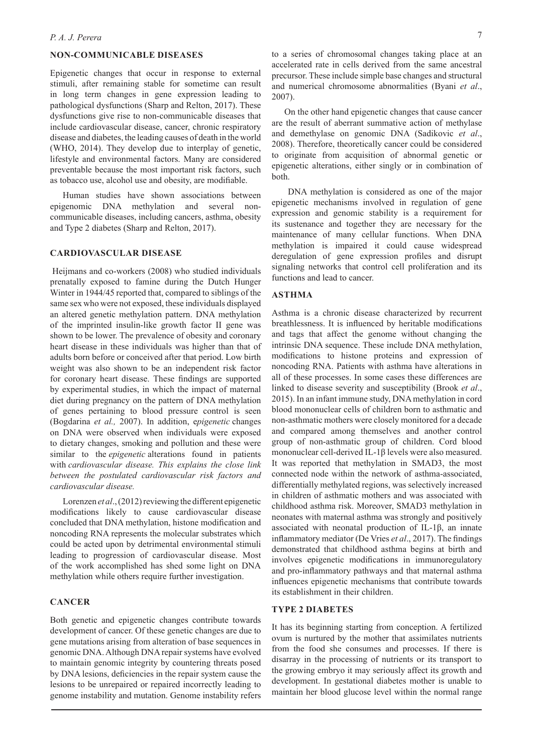## NON-COMMUNICABLE DISEASES

Epigenetic changes that occur in response to external stimuli, after remaining stable for sometime can result in long term changes in gene expression leading to pathological dysfunctions (Sharp and Relton, 2017). These dysfunctions give rise to non-communicable diseases that include cardiovascular disease, cancer, chronic respiratory disease and diabetes, the leading causes of death in the world (WHO, 2014). They develop due to interplay of genetic, lifestyle and environmental factors. Many are considered preventable because the most important risk factors, such as tobacco use, alcohol use and obesity, are modifiable.

Human studies have shown associations between epigenomic DNA methylation and several non-communicable diseases, including cancers, asthma, obesity and Type 2 diabetes (Sharp and Relton, 2017).

## CARDIOVASCULAR DISEASE

Heijmans and co-workers (2008) who studied individuals prenatally exposed to famine during the Dutch Hunger Winter in 1944/45 reported that, compared to siblings of the same sex who were not exposed, these individuals displayed an altered genetic methylation pattern. DNA methylation of the imprinted insulin-like growth factor II gene was shown to be lower. The prevalence of obesity and coronary heart disease in these individuals was higher than that of adults born before or conceived after that period. Low birth weight was also shown to be an independent risk factor for coronary heart disease. These findings are supported by experimental studies, in which the impact of maternal diet during pregnancy on the pattern of DNA methylation of genes pertaining to blood pressure control is seen (Bogdarina *et al.,* 2007). In addition, e*pigenetic* changes on DNA were observed when individuals were exposed to dietary changes, smoking and pollution and these were similar to the *epigenetic* alterations found in patients with *cardiovascular disease. This explains the close link between the postulated cardiovascular risk factors and cardiovascular disease.*

Lorenzen *et al*., (2012) reviewing the different epigenetic modifications likely to cause cardiovascular disease concluded that DNA methylation, histone modification and noncoding RNA represents the molecular substrates which could be acted upon by detrimental environmental stimuli leading to progression of cardiovascular disease. Most of the work accomplished has shed some light on DNA methylation while others require further investigation.

## CANCER

Both genetic and epigenetic changes contribute towards development of cancer. Of these genetic changes are due to gene mutations arising from alteration of base sequences in genomic DNA. Although DNA repair systems have evolved to maintain genomic integrity by countering threats posed by DNA lesions, deficiencies in the repair system cause the lesions to be unrepaired or repaired incorrectly leading to genome instability and mutation. Genome instability refers to a series of chromosomal changes taking place at an accelerated rate in cells derived from the same ancestral precursor. These include simple base changes and structural and numerical chromosome abnormalities (Byani *et al*., 2007).

On the other hand epigenetic changes that cause cancer are the result of aberrant summative action of methylase and demethylase on genomic DNA (Sadikovic *et al*., 2008). Therefore, theoretically cancer could be considered to originate from acquisition of abnormal genetic or epigenetic alterations, either singly or in combination of both.

DNA methylation is considered as one of the major epigenetic mechanisms involved in regulation of gene expression and genomic stability is a requirement for its sustenance and together they are necessary for the maintenance of many cellular functions. When DNA methylation is impaired it could cause widespread deregulation of gene expression profiles and disrupt signaling networks that control cell proliferation and its functions and lead to cancer.

## ASTHMA

Asthma is a chronic disease characterized by recurrent breathlessness. It is influenced by heritable modifications and tags that affect the genome without changing the intrinsic DNA sequence. These include DNA methylation, modifications to histone proteins and expression of noncoding RNA. Patients with asthma have alterations in all of these processes. In some cases these differences are linked to disease severity and susceptibility (Brook *et al*., 2015). In an infant immune study, DNA methylation in cord blood mononuclear cells of children born to asthmatic and non-asthmatic mothers were closely monitored for a decade and compared among themselves and another control group of non-asthmatic group of children. Cord blood mononuclear cell-derived IL-1β levels were also measured. It was reported that methylation in SMAD3, the most connected node within the network of asthma-associated, differentially methylated regions, was selectively increased in children of asthmatic mothers and was associated with childhood asthma risk. Moreover, SMAD3 methylation in neonates with maternal asthma was strongly and positively associated with neonatal production of IL-1β, an innate inflammatory mediator (De Vries *et al*., 2017). The findings demonstrated that childhood asthma begins at birth and involves epigenetic modifications in immunoregulatory and pro-inflammatory pathways and that maternal asthma influences epigenetic mechanisms that contribute towards its establishment in their children.

## TYPE 2 DIABETES

It has its beginning starting from conception. A fertilized ovum is nurtured by the mother that assimilates nutrients from the food she consumes and processes. If there is disarray in the processing of nutrients or its transport to the growing embryo it may seriously affect its growth and development. In gestational diabetes mother is unable to maintain her blood glucose level within the normal range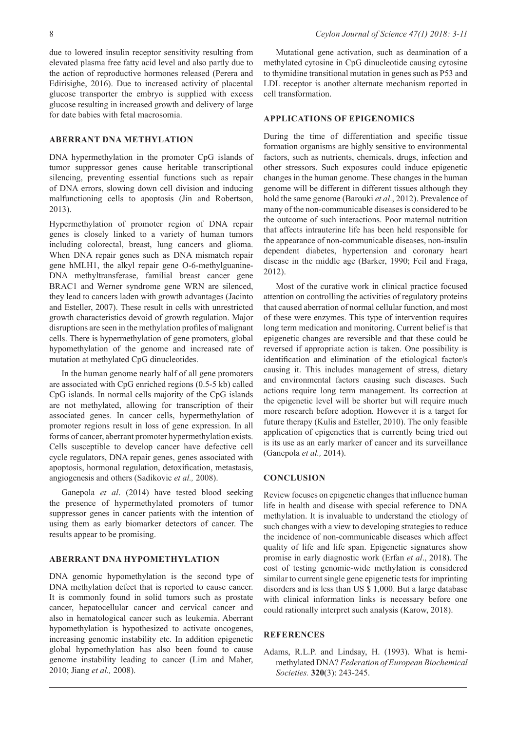due to lowered insulin receptor sensitivity resulting from elevated plasma free fatty acid level and also partly due to the action of reproductive hormones released (Perera and Edirisighe, 2016). Due to increased activity of placental glucose transporter the embryo is supplied with excess glucose resulting in increased growth and delivery of large for date babies with fetal macrosomia.

## ABERRANT DNA METHYLATION

DNA hypermethylation in the promoter CpG islands of tumor suppressor genes cause heritable transcriptional silencing, preventing essential functions such as repair of DNA errors, slowing down cell division and inducing malfunctioning cells to apoptosis (Jin and Robertson, 2013).

Hypermethylation of promoter region of DNA repair genes is closely linked to a variety of human tumors including colorectal, breast, lung cancers and glioma. When DNA repair genes such as DNA mismatch repair gene hMLH1, the alkyl repair gene O-6-methylguanine-DNA methyltransferase, familial breast cancer gene BRAC1 and Werner syndrome gene WRN are silenced, they lead to cancers laden with growth advantages (Jacinto and Esteller, 2007). These result in cells with unrestricted growth characteristics devoid of growth regulation. Major disruptions are seen in the methylation profiles of malignant cells. There is hypermethylation of gene promoters, global hypomethylation of the genome and increased rate of mutation at methylated CpG dinucleotides.

In the human genome nearly half of all gene promoters are associated with CpG enriched regions (0.5-5 kb) called CpG islands. In normal cells majority of the CpG islands are not methylated, allowing for transcription of their associated genes. In cancer cells, hypermethylation of promoter regions result in loss of gene expression. In all forms of cancer, aberrant promoter hypermethylation exists. Cells susceptible to develop cancer have defective cell cycle regulators, DNA repair genes, genes associated with apoptosis, hormonal regulation, detoxification, metastasis, angiogenesis and others (Sadikovic *et al.,* 2008).

Ganepola *et al*. (2014) have tested blood seeking the presence of hypermethylated promoters of tumor suppressor genes in cancer patients with the intention of using them as early biomarker detectors of cancer. The results appear to be promising.

## ABERRANT DNA HYPOMETHYLATION

DNA genomic hypomethylation is the second type of DNA methylation defect that is reported to cause cancer. It is commonly found in solid tumors such as prostate cancer, hepatocellular cancer and cervical cancer and also in hematological cancer such as leukemia. Aberrant hypomethylation is hypothesized to activate oncogenes, increasing genomic instability etc. In addition epigenetic global hypomethylation has also been found to cause genome instability leading to cancer (Lim and Maher, 2010; Jiang *et al.,* 2008).

Mutational gene activation, such as deamination of a methylated cytosine in CpG dinucleotide causing cytosine to thymidine transitional mutation in genes such as P53 and LDL receptor is another alternate mechanism reported in cell transformation.

## APPLICATIONS OF EPIGENOMICS

During the time of differentiation and specific tissue formation organisms are highly sensitive to environmental factors, such as nutrients, chemicals, drugs, infection and other stressors. Such exposures could induce epigenetic changes in the human genome. These changes in the human genome will be different in different tissues although they hold the same genome (Barouki *et al*., 2012). Prevalence of many of the non-communicable diseases is considered to be the outcome of such interactions. Poor maternal nutrition that affects intrauterine life has been held responsible for the appearance of non-communicable diseases, non-insulin dependent diabetes, hypertension and coronary heart disease in the middle age (Barker, 1990; Feil and Fraga, 2012).

Most of the curative work in clinical practice focused attention on controlling the activities of regulatory proteins that caused aberration of normal cellular function, and most of these were enzymes. This type of intervention requires long term medication and monitoring. Current belief is that epigenetic changes are reversible and that these could be reversed if appropriate action is taken. One possibility is identification and elimination of the etiological factor/s causing it. This includes management of stress, dietary and environmental factors causing such diseases. Such actions require long term management. Its correction at the epigenetic level will be shorter but will require much more research before adoption. However it is a target for future therapy (Kulis and Esteller, 2010). The only feasible application of epigenetics that is currently being tried out is its use as an early marker of cancer and its surveillance (Ganepola *et al.,* 2014).

## CONCLUSION

Review focuses on epigenetic changes that influence human life in health and disease with special reference to DNA methylation. It is invaluable to understand the etiology of such changes with a view to developing strategies to reduce the incidence of non-communicable diseases which affect quality of life and life span. Epigenetic signatures show promise in early diagnostic work (Erfan *et al*., 2018). The cost of testing genomic-wide methylation is considered similar to current single gene epigenetic tests for imprinting disorders and is less than US $ 1,000. But a large database with clinical information links is necessary before one could rationally interpret such analysis (Karow, 2018).

## REFERENCES

Adams, R.L.P. and Lindsay, H. (1993). What is hemi-methylated DNA? *Federation of European Biochemical Societies.* **320**(3): 243-245.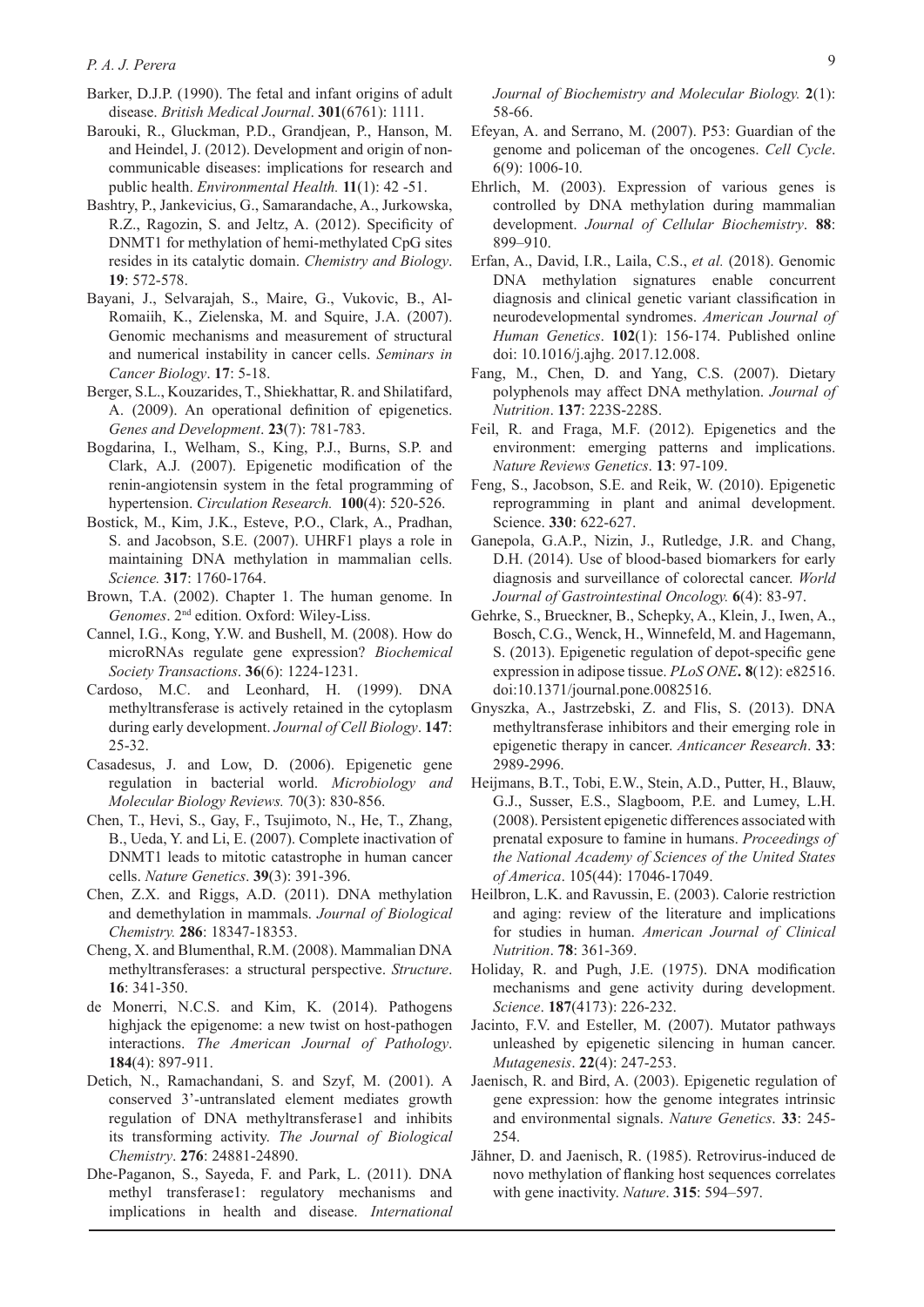Barker, D.J.P. (1990). The fetal and infant origins of adult disease. *British Medical Journal*. **301**(6761): 1111.

Barouki, R., Gluckman, P.D., Grandjean, P., Hanson, M. and Heindel, J. (2012). Development and origin of non-communicable diseases: implications for research and public health. *Environmental Health.* **11**(1): 42 -51.

Bashtry, P., Jankevicius, G., Samarandache, A., Jurkowska, R.Z., Ragozin, S. and Jeltz, A. (2012). Specificity of DNMT1 for methylation of hemi-methylated CpG sites resides in its catalytic domain. *Chemistry and Biology*. **19**: 572-578.

Bayani, J., Selvarajah, S., Maire, G., Vukovic, B., Al-Romaiih, K., Zielenska, M. and Squire, J.A. (2007). Genomic mechanisms and measurement of structural and numerical instability in cancer cells. *Seminars in Cancer Biology*. **17**: 5-18.

Berger, S.L., Kouzarides, T., Shiekhattar, R. and Shilatifard, A. (2009). An operational definition of epigenetics. *Genes and Development*. **23**(7): 781-783.

Bogdarina, I., Welham, S., King, P.J., Burns, S.P. and Clark, A.J. (2007). Epigenetic modification of the renin-angiotensin system in the fetal programming of hypertension. *Circulation Research.* **100**(4): 520-526.

Bostick, M., Kim, J.K., Esteve, P.O., Clark, A., Pradhan, S. and Jacobson, S.E. (2007). UHRF1 plays a role in maintaining DNA methylation in mammalian cells. *Science.* **317**: 1760-1764.

Brown, T.A. (2002). Chapter 1. The human genome. In *Genomes*. 2nd edition. Oxford: Wiley-Liss.

Cannel, I.G., Kong, Y.W. and Bushell, M. (2008). How do microRNAs regulate gene expression? *Biochemical Society Transactions*. **36**(6): 1224-1231.

Cardoso, M.C. and Leonhard, H. (1999). DNA methyltransferase is actively retained in the cytoplasm during early development. *Journal of Cell Biology*. **147**: 25-32.

Casadesus, J. and Low, D. (2006). Epigenetic gene regulation in bacterial world. *Microbiology and Molecular Biology Reviews.* 70(3): 830-856.

Chen, T., Hevi, S., Gay, F., Tsujimoto, N., He, T., Zhang, B., Ueda, Y. and Li, E. (2007). Complete inactivation of DNMT1 leads to mitotic catastrophe in human cancer cells. *Nature Genetics*. **39**(3): 391-396.

Chen, Z.X. and Riggs, A.D. (2011). DNA methylation and demethylation in mammals. *Journal of Biological Chemistry.* **286**: 18347-18353.

Cheng, X. and Blumenthal, R.M. (2008). Mammalian DNA methyltransferases: a structural perspective. *Structure*. **16**: 341-350.

de Monerri, N.C.S. and Kim, K. (2014). Pathogens highjack the epigenome: a new twist on host-pathogen interactions. *The American Journal of Pathology*. **184**(4): 897-911.

Detich, N., Ramachandani, S. and Szyf, M. (2001). A conserved 3'-untranslated element mediates growth regulation of DNA methyltransferase1 and inhibits its transforming activity. *The Journal of Biological Chemistry*. **276**: 24881-24890.

Dhe-Paganon, S., Sayeda, F. and Park, L. (2011). DNA methyl transferase1: regulatory mechanisms and implications in health and disease. *International Journal of Biochemistry and Molecular Biology.* **2**(1): 58-66.

Efeyan, A. and Serrano, M. (2007). P53: Guardian of the genome and policeman of the oncogenes. *Cell Cycle*. 6(9): 1006-10.

Ehrlich, M. (2003). Expression of various genes is controlled by DNA methylation during mammalian development. *Journal of Cellular Biochemistry*. **88**: 899–910.

Erfan, A., David, I.R., Laila, C.S., *et al.* (2018). Genomic DNA methylation signatures enable concurrent diagnosis and clinical genetic variant classification in neurodevelopmental syndromes. *American Journal of Human Genetics*. **102**(1): 156-174. Published online doi: 10.1016/j.ajhg. 2017.12.008.

Fang, M., Chen, D. and Yang, C.S. (2007). Dietary polyphenols may affect DNA methylation. *Journal of Nutrition*. **137**: 223S-228S.

Feil, R. and Fraga, M.F. (2012). Epigenetics and the environment: emerging patterns and implications. *Nature Reviews Genetics*. **13**: 97-109.

Feng, S., Jacobson, S.E. and Reik, W. (2010). Epigenetic reprogramming in plant and animal development. Science. **330**: 622-627.

Ganepola, G.A.P., Nizin, J., Rutledge, J.R. and Chang, D.H. (2014). Use of blood-based biomarkers for early diagnosis and surveillance of colorectal cancer. *World Journal of Gastrointestinal Oncology.* **6**(4): 83-97.

Gehrke, S., Brueckner, B., Schepky, A., Klein, J., Iwen, A., Bosch, C.G., Wenck, H., Winnefeld, M. and Hagemann, S. (2013). Epigenetic regulation of depot-specific gene expression in adipose tissue. *PLoS ONE***. 8**(12): e82516. doi:10.1371/journal.pone.0082516.

Gnyszka, A., Jastrzebski, Z. and Flis, S. (2013). DNA methyltransferase inhibitors and their emerging role in epigenetic therapy in cancer. *Anticancer Research*. **33**: 2989-2996.

Heijmans, B.T., Tobi, E.W., Stein, A.D., Putter, H., Blauw, G.J., Susser, E.S., Slagboom, P.E. and Lumey, L.H. (2008). Persistent epigenetic differences associated with prenatal exposure to famine in humans. *Proceedings of the National Academy of Sciences of the United States of America*. 105(44): 17046-17049.

Heilbron, L.K. and Ravussin, E. (2003). Calorie restriction and aging: review of the literature and implications for studies in human. *American Journal of Clinical Nutrition*. **78**: 361-369.

Holiday, R. and Pugh, J.E. (1975). DNA modification mechanisms and gene activity during development. *Science*. **187**(4173): 226-232.

Jacinto, F.V. and Esteller, M. (2007). Mutator pathways unleashed by epigenetic silencing in human cancer. *Mutagenesis*. **22**(4): 247-253.

Jaenisch, R. and Bird, A. (2003). Epigenetic regulation of gene expression: how the genome integrates intrinsic and environmental signals. *Nature Genetics*. **33**: 245-254.

Jähner, D. and Jaenisch, R. (1985). Retrovirus-induced de novo methylation of flanking host sequences correlates with gene inactivity. *Nature*. **315**: 594–597.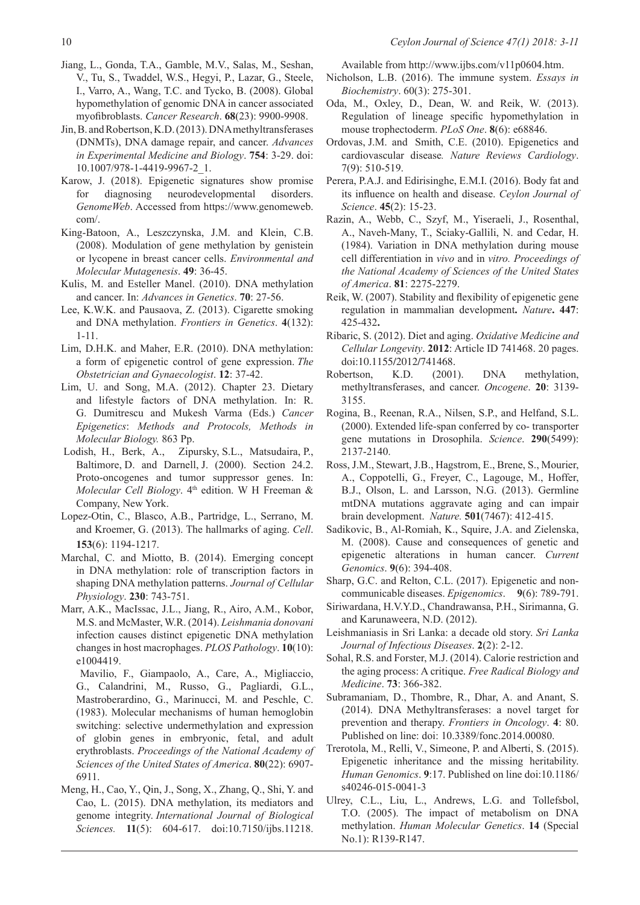Jiang, L., Gonda, T.A., Gamble, M.V., Salas, M., Seshan, V., Tu, S., Twaddel, W.S., Hegyi, P., Lazar, G., Steele, I., Varro, A., Wang, T.C. and Tycko, B. (2008). Global hypomethylation of genomic DNA in cancer associated myofibroblasts. *Cancer Research*. **68**(23): 9900-9908.

Jin, B. and Robertson, K.D. (2013). DNA methyltransferases (DNMTs), DNA damage repair, and cancer. *Advances in Experimental Medicine and Biology*. **754**: 3-29. doi: 10.1007/978-1-4419-9967-2_1.

Karow, J. (2018). Epigenetic signatures show promise for diagnosing neurodevelopmental disorders. *GenomeWeb*. Accessed from https://www.genomeweb.com/.

King-Batoon, A., Leszczynska, J.M. and Klein, C.B. (2008). Modulation of gene methylation by genistein or lycopene in breast cancer cells. *Environmental and Molecular Mutagenesis*. **49**: 36-45.

Kulis, M. and Esteller Manel. (2010). DNA methylation and cancer. In: *Advances in Genetics*. **70**: 27-56.

Lee, K.W.K. and Pausaova, Z. (2013). Cigarette smoking and DNA methylation. *Frontiers in Genetics*. **4**(132): 1-11.

Lim, D.H.K. and Maher, E.R. (2010). DNA methylation: a form of epigenetic control of gene expression. *The Obstetrician and Gynaecologist*. **12**: 37-42.

Lim, U. and Song, M.A. (2012). Chapter 23. Dietary and lifestyle factors of DNA methylation. In: R. G. Dumitrescu and Mukesh Varma (Eds.) *Cancer Epigenetics*: *Methods and Protocols, Methods in Molecular Biology.* 863 Pp.

Lodish, H., Berk, A., Zipursky, S.L., Matsudaira, P., Baltimore, D. and Darnell, J. (2000). Section 24.2. Proto-oncogenes and tumor suppressor genes. In: *Molecular Cell Biology*. 4th edition. W H Freeman & Company, New York.

Lopez-Otin, C., Blasco, A.B., Partridge, L., Serrano, M. and Kroemer, G. (2013). The hallmarks of aging. *Cell*. **153**(6): 1194-1217.

Marchal, C. and Miotto, B. (2014). Emerging concept in DNA methylation: role of transcription factors in shaping DNA methylation patterns. *Journal of Cellular Physiology*. **230**: 743-751.

Marr, A.K., MacIssac, J.L., Jiang, R., Airo, A.M., Kobor, M.S. and McMaster, W.R. (2014). *Leishmania donovani* infection causes distinct epigenetic DNA methylation changes in host macrophages. *PLOS Pathology*. **10**(10): e1004419.

Mavilio, F., Giampaolo, A., Care, A., Migliaccio, G., Calandrini, M., Russo, G., Pagliardi, G.L., Mastroberardino, G., Marinucci, M. and Peschle, C. (1983). Molecular mechanisms of human hemoglobin switching: selective undermethylation and expression of globin genes in embryonic, fetal, and adult erythroblasts. *Proceedings of the National Academy of Sciences of the United States of America*. **80**(22): 6907-6911.

Meng, H., Cao, Y., Qin, J., Song, X., Zhang, Q., Shi, Y. and Cao, L. (2015). DNA methylation, its mediators and genome integrity. *International Journal of Biological Sciences.* **11**(5): 604-617. doi:10.7150/ijbs.11218. Available from http://www.ijbs.com/v11p0604.htm.

Nicholson, L.B. (2016). The immune system. *Essays in Biochemistry*. 60(3): 275-301.

Oda, M., Oxley, D., Dean, W. and Reik, W. (2013). Regulation of lineage specific hypomethylation in mouse trophectoderm. *PLoS One*. **8**(6): e68846.

Ordovas, J.M. and Smith, C.E. (2010). Epigenetics and cardiovascular disease*. Nature Reviews Cardiology*. 7(9): 510-519.

Perera, P.A.J. and Edirisinghe, E.M.I. (2016). Body fat and its influence on health and disease. *Ceylon Journal of Science*. **45**(2): 15-23.

Razin, A., Webb, C., Szyf, M., Yiseraeli, J., Rosenthal, A., Naveh-Many, T., Sciaky-Gallili, N. and Cedar, H. (1984). Variation in DNA methylation during mouse cell differentiation in *vivo* and in *vitro. Proceedings of the National Academy of Sciences of the United States of America*. **81**: 2275-2279.

Reik, W. (2007). Stability and flexibility of epigenetic gene regulation in mammalian development**.** *Nature***. 447**: 425-432**.**

Ribaric, S. (2012). Diet and aging. *Oxidative Medicine and Cellular Longevity*. **2012**: Article ID 741468. 20 pages. doi:10.1155/2012/741468.

Robertson, K.D. (2001). DNA methylation, methyltransferases, and cancer. *Oncogene*. **20**: 3139-3155.

Rogina, B., Reenan, R.A., Nilsen, S.P., and Helfand, S.L. (2000). Extended life-span conferred by co- transporter gene mutations in Drosophila. *Science*. **290**(5499): 2137-2140.

Ross, J.M., Stewart, J.B., Hagstrom, E., Brene, S., Mourier, A., Coppotelli, G., Freyer, C., Lagouge, M., Hoffer, B.J., Olson, L. and Larsson, N.G. (2013). Germline mtDNA mutations aggravate aging and can impair brain development. *Nature.* **501**(7467): 412-415.

Sadikovic, B., Al-Romiah, K., Squire, J.A. and Zielenska, M. (2008). Cause and consequences of genetic and epigenetic alterations in human cancer. *Current Genomics*. **9**(6): 394-408.

Sharp, G.C. and Relton, C.L. (2017). Epigenetic and non-communicable diseases. *Epigenomics*. **9**(6): 789-791.

Siriwardana, H.V.Y.D., Chandrawansa, P.H., Sirimanna, G. and Karunaweera, N.D. (2012).

Leishmaniasis in Sri Lanka: a decade old story. *Sri Lanka Journal of Infectious Diseases*. **2**(2): 2-12.

Sohal, R.S. and Forster, M.J. (2014). Calorie restriction and the aging process: A critique. *Free Radical Biology and Medicine*. **73**: 366-382.

Subramaniam, D., Thombre, R., Dhar, A. and Anant, S. (2014). DNA Methyltransferases: a novel target for prevention and therapy. *Frontiers in Oncology*. **4**: 80. Published on line: doi: 10.3389/fonc.2014.00080.

Trerotola, M., Relli, V., Simeone, P. and Alberti, S. (2015). Epigenetic inheritance and the missing heritability. *Human Genomics*. **9**:17. Published on line doi:10.1186/s40246-015-0041-3

Ulrey, C.L., Liu, L., Andrews, L.G. and Tollefsbol, T.O. (2005). The impact of metabolism on DNA methylation. *Human Molecular Genetics*. **14** (Special No.1): R139-R147.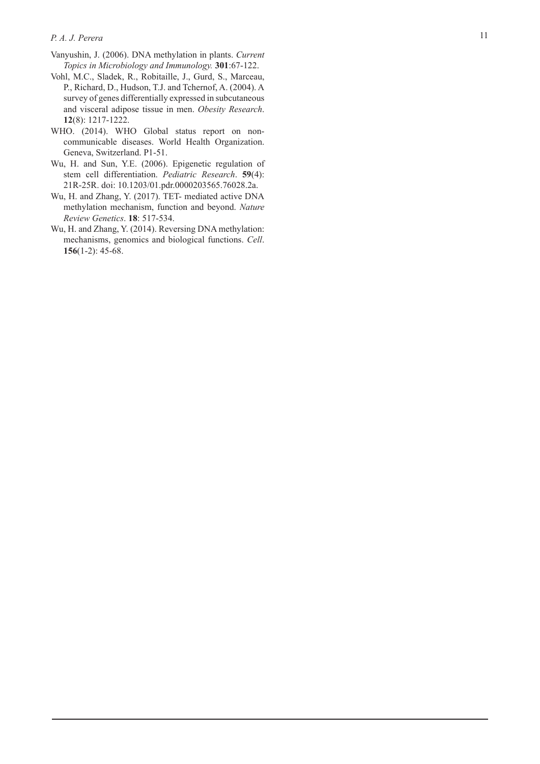Vanyushin, J. (2006). DNA methylation in plants. *Current Topics in Microbiology and Immunology.* **301**:67-122.

Vohl, M.C., Sladek, R., Robitaille, J., Gurd, S., Marceau, P., Richard, D., Hudson, T.J. and Tchernof, A. (2004). A survey of genes differentially expressed in subcutaneous and visceral adipose tissue in men. *Obesity Research*. **12**(8): 1217-1222.

WHO. (2014). WHO Global status report on non-communicable diseases. World Health Organization. Geneva, Switzerland. P1-51.

Wu, H. and Sun, Y.E. (2006). Epigenetic regulation of stem cell differentiation. *Pediatric Research*. **59**(4): 21R-25R. doi: 10.1203/01.pdr.0000203565.76028.2a.

Wu, H. and Zhang, Y. (2017). TET- mediated active DNA methylation mechanism, function and beyond. *Nature Review Genetics*. **18**: 517-534.

Wu, H. and Zhang, Y. (2014). Reversing DNA methylation: mechanisms, genomics and biological functions. *Cell*. **156**(1-2): 45-68.